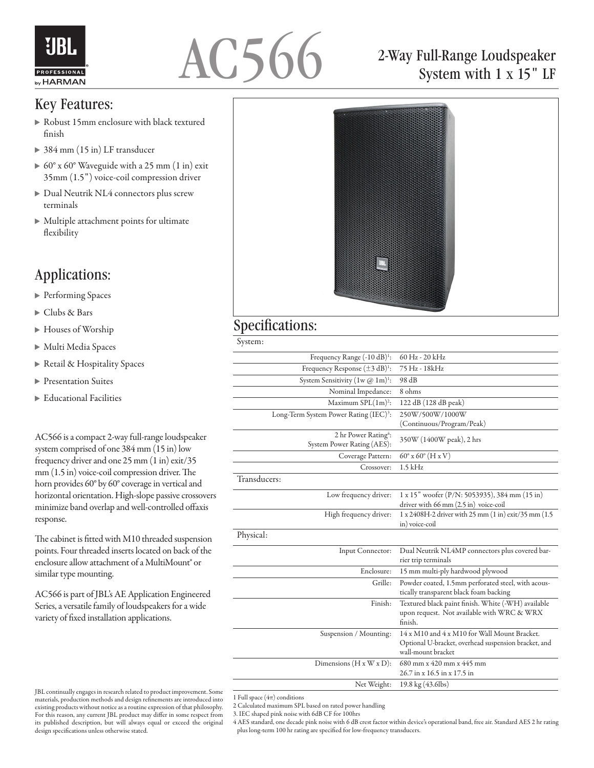# AC566

## 2-Way Full-Range Loudspeaker System with 1 x 15" LF

## Key Features:

- Robust 15mm enclosure with black textured finish
- 384 mm (15 in) LF transducer
- 60° x 60° Waveguide with a 25 mm (1 in) exit 35mm (1.5") voice-coil compression driver
- Dual Neutrik NL4 connectors plus screw terminals
- Multiple attachment points for ultimate flexibility

## Applications:

- Performing Spaces
- Clubs & Bars
- Houses of Worship
- Multi Media Spaces
- Retail & Hospitality Spaces
- Presentation Suites
- Educational Facilities

AC566 is a compact 2-way full-range loudspeaker system comprised of one 384 mm (15 in) low frequency driver and one 25 mm (1 in) exit/35 mm (1.5 in) voice-coil compression driver. The horn provides 60° by 60° coverage in vertical and horizontal orientation. High-slope passive crossovers minimize band overlap and well-controlled offaxis response.

The cabinet is fitted with M10 threaded suspension points. Four threaded inserts located on back of the enclosure allow attachment of a MultiMount® or similar type mounting.

AC566 is part of JBL's AE Application Engineered Series, a versatile family of loudspeakers for a wide variety of fixed installation applications.

JBL continually engages in research related to product improvement. Some materials, production methods and design refinements are introduced into existing products without notice as a routine expression of that philosophy. For this reason, any current JBL product may differ in some respect from its published description, but will always equal or exceed the original design specifications unless otherwise stated.

## Specifications:

| System: | |
|---|---|
| Frequency Range (-10 dB)[1]: | 60 Hz - 20 kHz |
| Frequency Response (±3 dB)[1]: | 75 Hz - 18kHz |
| System Sensitivity (1w @ 1m)[1]: | 98 dB |
| Nominal Impedance: | 8 ohms |
| Maximum SPL(1m)[2]: | 122 dB (128 dB peak) |
| Long-Term System Power Rating (IEC)[3]: | 250W/500W/1000W (Continuous/Program/Peak) |
| 2 hr Power Rating[4]: System Power Rating (AES): | 350W (1400W peak), 2 hrs |
| Coverage Pattern: | 60° x 60° (H x V) |
| Crossover: | 1.5 kHz |
| **Transducers:** | |
| Low frequency driver: | 1 x 15" woofer (P/N: 5053935), 384 mm (15 in) driver with 66 mm (2.5 in) voice-coil |
| High frequency driver: | 1 x 2408H-2 driver with 25 mm (1 in) exit/35 mm (1.5 in) voice-coil |
| **Physical:** | |
| Input Connector: | Dual Neutrik NL4MP connectors plus covered barrier trip terminals |
| Enclosure: | 15 mm multi-ply hardwood plywood |
| Grille: | Powder coated, 1.5mm perforated steel, with acoustically transparent black foam backing |
| Finish: | Textured black paint finish. White (-WH) available upon request. Not available with WRC & WRX finish. |
| Suspension / Mounting: | 14 x M10 and 4 x M10 for Wall Mount Bracket. Optional U-bracket, overhead suspension bracket, and wall-mount bracket |
| Dimensions (H x W x D): | 680 mm x 420 mm x 445 mm<br>26.7 in x 16.5 in x 17.5 in |
| Net Weight: | 19.8 kg (43.6lbs) |

1 Full space (4π) conditions
2 Calculated maximum SPL based on rated power handling
3. IEC shaped pink noise with 6dB CF for 100hrs
4 AES standard, one decade pink noise with 6 dB crest factor within device's operational band, free air. Standard AES 2 hr rating plus long-term 100 hr rating are specified for low-frequency transducers.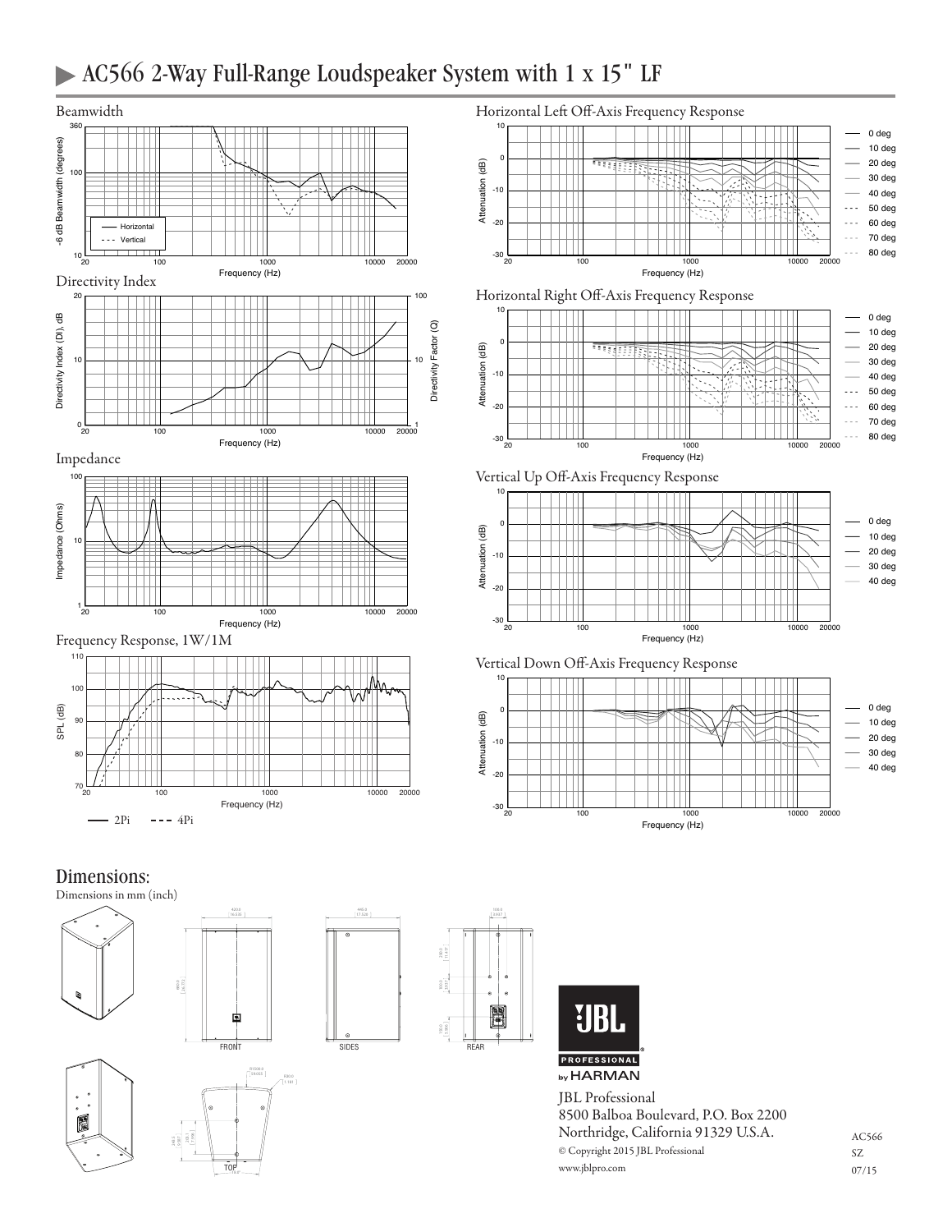# AC566 2-Way Full-Range Loudspeaker System with 1 x 15" LF

## Beamwidth

-6 dB Beamwidth (degrees)

360
100
10

20 100 1000 10000 20000

Frequency (Hz)

Horizontal
Vertical

## Directivity Index

Directivity Index (DI), dB

Directivity Factor (Q)

20
10
0

100
10
1

20 100 1000 10000 20000

Frequency (Hz)

## Impedance

Impedance (Ohms)

100
10
1

20 100 1000 10000 20000

Frequency (Hz)

## Frequency Response, 1W/1M

SPL (dB)

110
100
90
80
70

20 100 1000 10000 20000

Frequency (Hz)

2Pi
4Pi

## Horizontal Left Off-Axis Frequency Response

Attenuation (dB)

10
0
-10
-20
-30

20 100 1000 10000 20000

Frequency (Hz)

0 deg
10 deg
20 deg
30 deg
40 deg
50 deg
60 deg
70 deg
80 deg

## Horizontal Right Off-Axis Frequency Response

Attenuation (dB)

10
0
-10
-20
-30

20 100 1000 10000 20000

Frequency (Hz)

0 deg
10 deg
20 deg
30 deg
40 deg
50 deg
60 deg
70 deg
80 deg

## Vertical Up Off-Axis Frequency Response

Attenuation (dB)

10
0
-10
-20
-30

20 100 1000 10000 20000

Frequency (Hz)

0 deg
10 deg
20 deg
30 deg
40 deg

## Vertical Down Off-Axis Frequency Response

Attenuation (dB)

10
0
-10
-20
-30

20 100 1000 10000 20000

Frequency (Hz)

0 deg
10 deg
20 deg
30 deg
40 deg

## Dimensions:

Dimensions in mm (inch)

FRONT

SIDES

REAR

TOP

JBL PROFESSIONAL by HARMAN

JBL Professional
8500 Balboa Boulevard, P.O. Box 2200
Northridge, California 91329 U.S.A.

© Copyright 2015 JBL Professional

www.jblpro.com

AC566
SZ
07/15